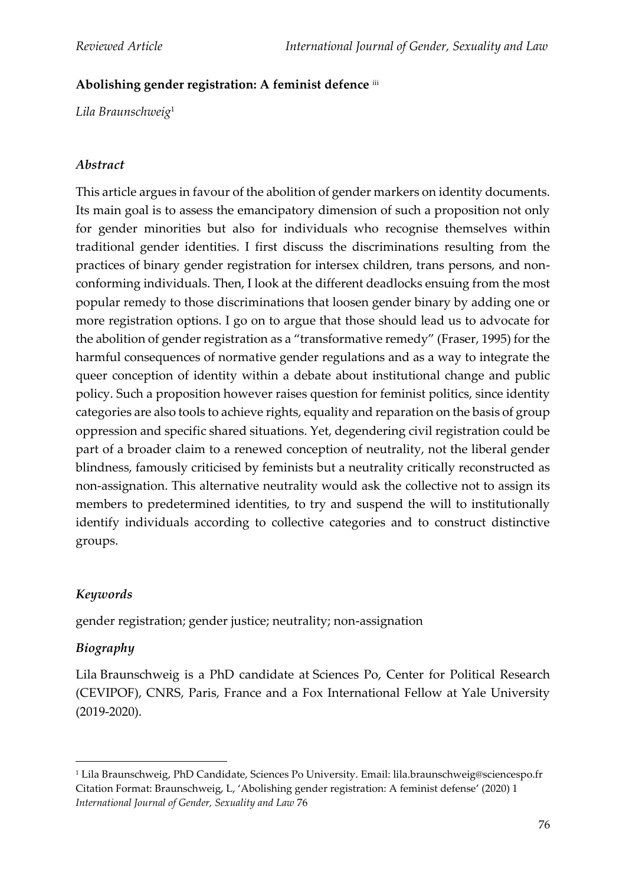**Abolishing gender registration: A feminist defence** [iii]

*Lila Braunschweig*[1]

### *Abstract*

This article argues in favour of the abolition of gender markers on identity documents. Its main goal is to assess the emancipatory dimension of such a proposition not only for gender minorities but also for individuals who recognise themselves within traditional gender identities. I first discuss the discriminations resulting from the practices of binary gender registration for intersex children, trans persons, and non-conforming individuals. Then, I look at the different deadlocks ensuing from the most popular remedy to those discriminations that loosen gender binary by adding one or more registration options. I go on to argue that those should lead us to advocate for the abolition of gender registration as a "transformative remedy" (Fraser, 1995) for the harmful consequences of normative gender regulations and as a way to integrate the queer conception of identity within a debate about institutional change and public policy. Such a proposition however raises question for feminist politics, since identity categories are also tools to achieve rights, equality and reparation on the basis of group oppression and specific shared situations. Yet, degendering civil registration could be part of a broader claim to a renewed conception of neutrality, not the liberal gender blindness, famously criticised by feminists but a neutrality critically reconstructed as non-assignation. This alternative neutrality would ask the collective not to assign its members to predetermined identities, to try and suspend the will to institutionally identify individuals according to collective categories and to construct distinctive groups.

### *Keywords*

gender registration; gender justice; neutrality; non-assignation

### *Biography*

Lila Braunschweig is a PhD candidate at Sciences Po, Center for Political Research (CEVIPOF), CNRS, Paris, France and a Fox International Fellow at Yale University (2019-2020).

---

[1] Lila Braunschweig, PhD Candidate, Sciences Po University. Email: lila.braunschweig@sciencespo.fr
Citation Format: Braunschweig, L, 'Abolishing gender registration: A feminist defense' (2020) 1 *International Journal of Gender, Sexuality and Law* 76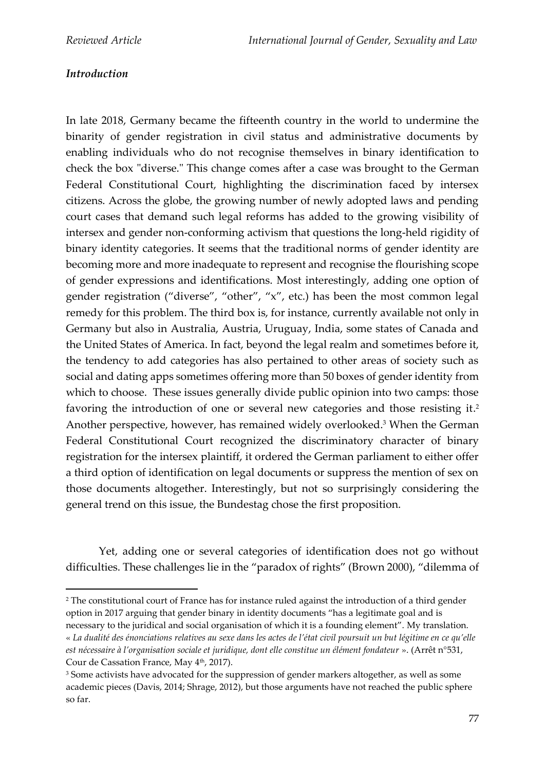### *Introduction*

In late 2018, Germany became the fifteenth country in the world to undermine the binarity of gender registration in civil status and administrative documents by enabling individuals who do not recognise themselves in binary identification to check the box "diverse." This change comes after a case was brought to the German Federal Constitutional Court, highlighting the discrimination faced by intersex citizens. Across the globe, the growing number of newly adopted laws and pending court cases that demand such legal reforms has added to the growing visibility of intersex and gender non-conforming activism that questions the long-held rigidity of binary identity categories. It seems that the traditional norms of gender identity are becoming more and more inadequate to represent and recognise the flourishing scope of gender expressions and identifications. Most interestingly, adding one option of gender registration ("diverse", "other", "x", etc.) has been the most common legal remedy for this problem. The third box is, for instance, currently available not only in Germany but also in Australia, Austria, Uruguay, India, some states of Canada and the United States of America. In fact, beyond the legal realm and sometimes before it, the tendency to add categories has also pertained to other areas of society such as social and dating apps sometimes offering more than 50 boxes of gender identity from which to choose. These issues generally divide public opinion into two camps: those favoring the introduction of one or several new categories and those resisting it.[2] Another perspective, however, has remained widely overlooked.[3] When the German Federal Constitutional Court recognized the discriminatory character of binary registration for the intersex plaintiff, it ordered the German parliament to either offer a third option of identification on legal documents or suppress the mention of sex on those documents altogether. Interestingly, but not so surprisingly considering the general trend on this issue, the Bundestag chose the first proposition.

Yet, adding one or several categories of identification does not go without difficulties. These challenges lie in the "paradox of rights" (Brown 2000), "dilemma of

---

[2] The constitutional court of France has for instance ruled against the introduction of a third gender option in 2017 arguing that gender binary in identity documents "has a legitimate goal and is necessary to the juridical and social organisation of which it is a founding element". My translation. « *La dualité des énonciations relatives au sexe dans les actes de l'état civil poursuit un but légitime en ce qu'elle est nécessaire à l'organisation sociale et juridique, dont elle constitue un élément fondateur* ». (Arrêt n°531, Cour de Cassation France, May 4th, 2017).

[3] Some activists have advocated for the suppression of gender markers altogether, as well as some academic pieces (Davis, 2014; Shrage, 2012), but those arguments have not reached the public sphere so far.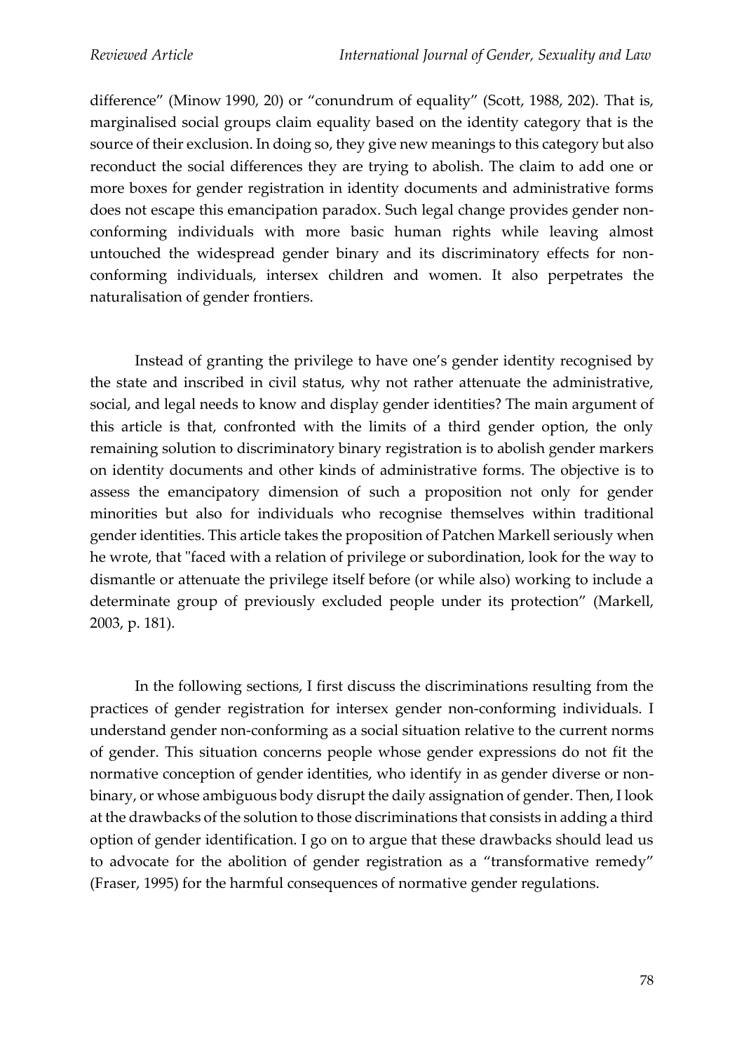difference" (Minow 1990, 20) or "conundrum of equality" (Scott, 1988, 202). That is, marginalised social groups claim equality based on the identity category that is the source of their exclusion. In doing so, they give new meanings to this category but also reconduct the social differences they are trying to abolish. The claim to add one or more boxes for gender registration in identity documents and administrative forms does not escape this emancipation paradox. Such legal change provides gender non-conforming individuals with more basic human rights while leaving almost untouched the widespread gender binary and its discriminatory effects for non-conforming individuals, intersex children and women. It also perpetrates the naturalisation of gender frontiers.

Instead of granting the privilege to have one's gender identity recognised by the state and inscribed in civil status, why not rather attenuate the administrative, social, and legal needs to know and display gender identities? The main argument of this article is that, confronted with the limits of a third gender option, the only remaining solution to discriminatory binary registration is to abolish gender markers on identity documents and other kinds of administrative forms. The objective is to assess the emancipatory dimension of such a proposition not only for gender minorities but also for individuals who recognise themselves within traditional gender identities. This article takes the proposition of Patchen Markell seriously when he wrote, that "faced with a relation of privilege or subordination, look for the way to dismantle or attenuate the privilege itself before (or while also) working to include a determinate group of previously excluded people under its protection" (Markell, 2003, p. 181).

In the following sections, I first discuss the discriminations resulting from the practices of gender registration for intersex gender non-conforming individuals. I understand gender non-conforming as a social situation relative to the current norms of gender. This situation concerns people whose gender expressions do not fit the normative conception of gender identities, who identify in as gender diverse or non-binary, or whose ambiguous body disrupt the daily assignation of gender. Then, I look at the drawbacks of the solution to those discriminations that consists in adding a third option of gender identification. I go on to argue that these drawbacks should lead us to advocate for the abolition of gender registration as a "transformative remedy" (Fraser, 1995) for the harmful consequences of normative gender regulations.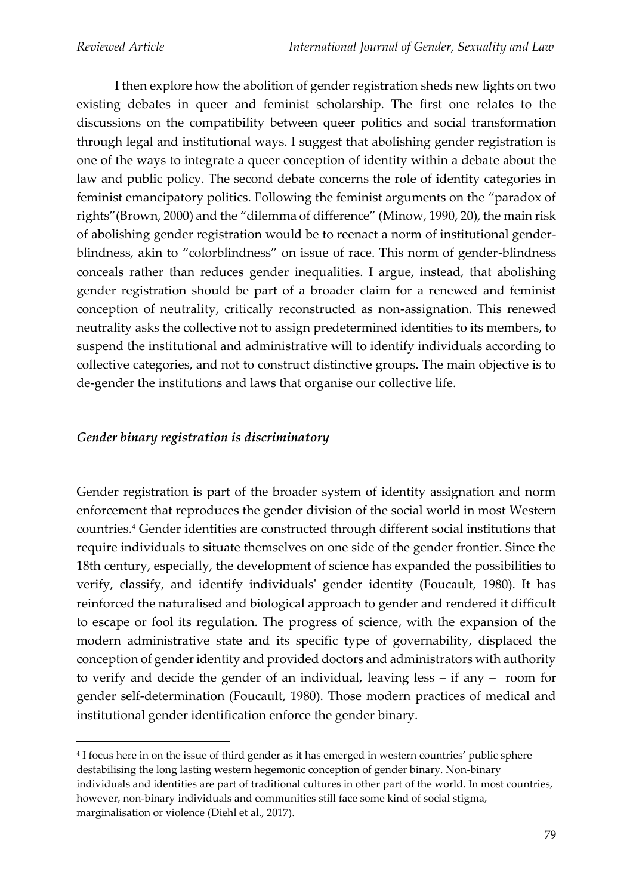I then explore how the abolition of gender registration sheds new lights on two existing debates in queer and feminist scholarship. The first one relates to the discussions on the compatibility between queer politics and social transformation through legal and institutional ways. I suggest that abolishing gender registration is one of the ways to integrate a queer conception of identity within a debate about the law and public policy. The second debate concerns the role of identity categories in feminist emancipatory politics. Following the feminist arguments on the "paradox of rights"(Brown, 2000) and the "dilemma of difference" (Minow, 1990, 20), the main risk of abolishing gender registration would be to reenact a norm of institutional gender-blindness, akin to "colorblindness" on issue of race. This norm of gender-blindness conceals rather than reduces gender inequalities. I argue, instead, that abolishing gender registration should be part of a broader claim for a renewed and feminist conception of neutrality, critically reconstructed as non-assignation. This renewed neutrality asks the collective not to assign predetermined identities to its members, to suspend the institutional and administrative will to identify individuals according to collective categories, and not to construct distinctive groups. The main objective is to de-gender the institutions and laws that organise our collective life.

### *Gender binary registration is discriminatory*

Gender registration is part of the broader system of identity assignation and norm enforcement that reproduces the gender division of the social world in most Western countries.[4] Gender identities are constructed through different social institutions that require individuals to situate themselves on one side of the gender frontier. Since the 18th century, especially, the development of science has expanded the possibilities to verify, classify, and identify individuals' gender identity (Foucault, 1980). It has reinforced the naturalised and biological approach to gender and rendered it difficult to escape or fool its regulation. The progress of science, with the expansion of the modern administrative state and its specific type of governability, displaced the conception of gender identity and provided doctors and administrators with authority to verify and decide the gender of an individual, leaving less – if any – room for gender self-determination (Foucault, 1980). Those modern practices of medical and institutional gender identification enforce the gender binary.

---

[4] I focus here in on the issue of third gender as it has emerged in western countries' public sphere destabilising the long lasting western hegemonic conception of gender binary. Non-binary individuals and identities are part of traditional cultures in other part of the world. In most countries, however, non-binary individuals and communities still face some kind of social stigma, marginalisation or violence (Diehl et al., 2017).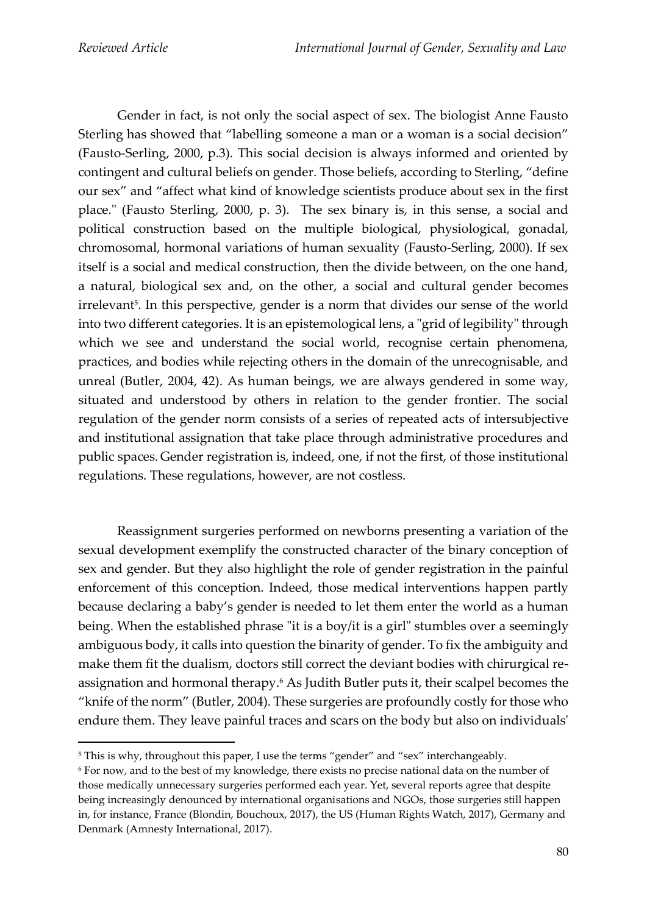Gender in fact, is not only the social aspect of sex. The biologist Anne Fausto Sterling has showed that "labelling someone a man or a woman is a social decision" (Fausto-Serling, 2000, p.3). This social decision is always informed and oriented by contingent and cultural beliefs on gender. Those beliefs, according to Sterling, "define our sex" and "affect what kind of knowledge scientists produce about sex in the first place." (Fausto Sterling, 2000, p. 3). The sex binary is, in this sense, a social and political construction based on the multiple biological, physiological, gonadal, chromosomal, hormonal variations of human sexuality (Fausto-Serling, 2000). If sex itself is a social and medical construction, then the divide between, on the one hand, a natural, biological sex and, on the other, a social and cultural gender becomes irrelevant[5]. In this perspective, gender is a norm that divides our sense of the world into two different categories. It is an epistemological lens, a "grid of legibility" through which we see and understand the social world, recognise certain phenomena, practices, and bodies while rejecting others in the domain of the unrecognisable, and unreal (Butler, 2004, 42). As human beings, we are always gendered in some way, situated and understood by others in relation to the gender frontier. The social regulation of the gender norm consists of a series of repeated acts of intersubjective and institutional assignation that take place through administrative procedures and public spaces. Gender registration is, indeed, one, if not the first, of those institutional regulations. These regulations, however, are not costless.

Reassignment surgeries performed on newborns presenting a variation of the sexual development exemplify the constructed character of the binary conception of sex and gender. But they also highlight the role of gender registration in the painful enforcement of this conception. Indeed, those medical interventions happen partly because declaring a baby's gender is needed to let them enter the world as a human being. When the established phrase "it is a boy/it is a girl" stumbles over a seemingly ambiguous body, it calls into question the binarity of gender. To fix the ambiguity and make them fit the dualism, doctors still correct the deviant bodies with chirurgical re-assignation and hormonal therapy.[6] As Judith Butler puts it, their scalpel becomes the "knife of the norm" (Butler, 2004). These surgeries are profoundly costly for those who endure them. They leave painful traces and scars on the body but also on individuals'

---

[5] This is why, throughout this paper, I use the terms "gender" and "sex" interchangeably.

[6] For now, and to the best of my knowledge, there exists no precise national data on the number of those medically unnecessary surgeries performed each year. Yet, several reports agree that despite being increasingly denounced by international organisations and NGOs, those surgeries still happen in, for instance, France (Blondin, Bouchoux, 2017), the US (Human Rights Watch, 2017), Germany and Denmark (Amnesty International, 2017).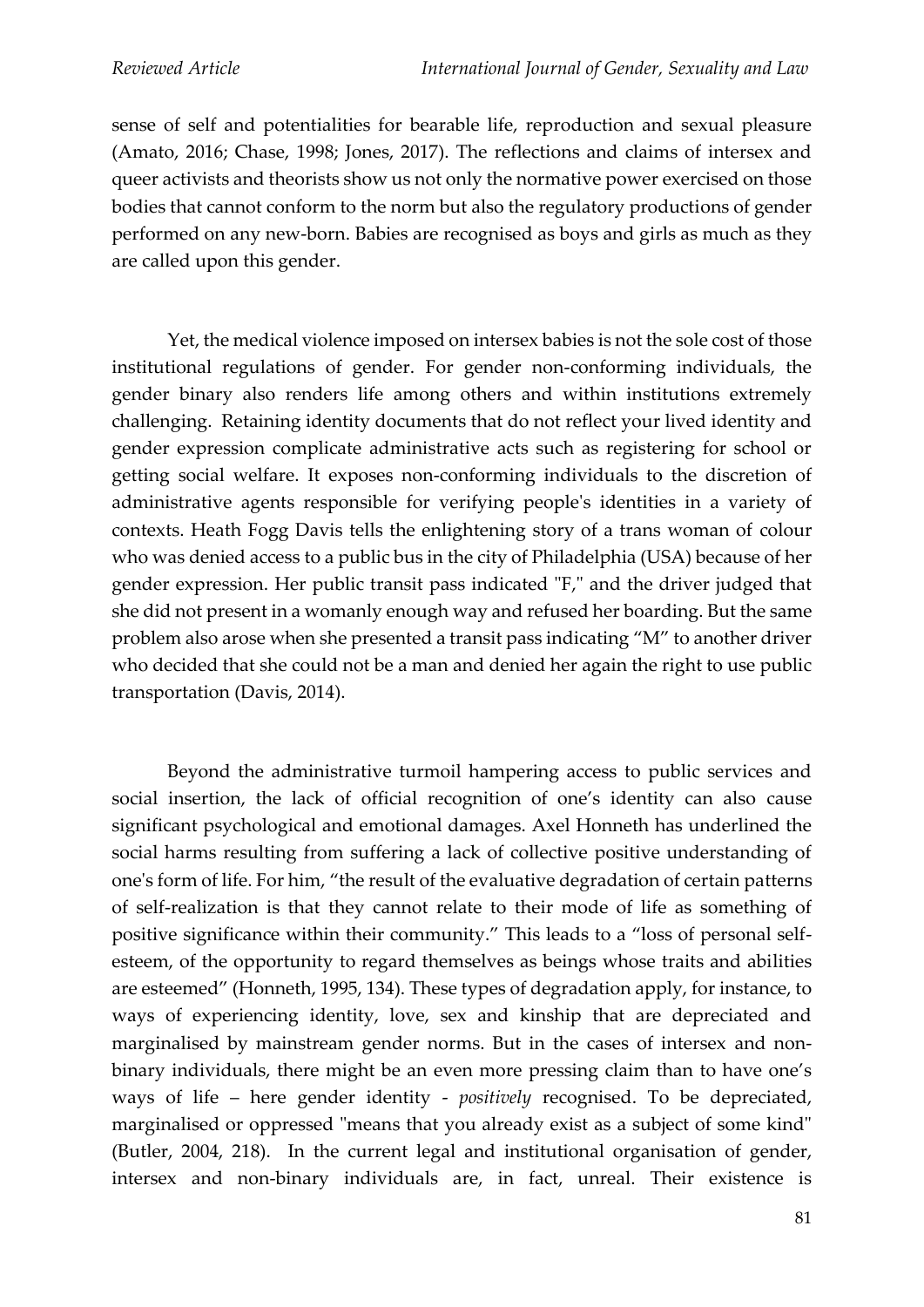sense of self and potentialities for bearable life, reproduction and sexual pleasure (Amato, 2016; Chase, 1998; Jones, 2017). The reflections and claims of intersex and queer activists and theorists show us not only the normative power exercised on those bodies that cannot conform to the norm but also the regulatory productions of gender performed on any new-born. Babies are recognised as boys and girls as much as they are called upon this gender.

Yet, the medical violence imposed on intersex babies is not the sole cost of those institutional regulations of gender. For gender non-conforming individuals, the gender binary also renders life among others and within institutions extremely challenging. Retaining identity documents that do not reflect your lived identity and gender expression complicate administrative acts such as registering for school or getting social welfare. It exposes non-conforming individuals to the discretion of administrative agents responsible for verifying people's identities in a variety of contexts. Heath Fogg Davis tells the enlightening story of a trans woman of colour who was denied access to a public bus in the city of Philadelphia (USA) because of her gender expression. Her public transit pass indicated "F," and the driver judged that she did not present in a womanly enough way and refused her boarding. But the same problem also arose when she presented a transit pass indicating "M" to another driver who decided that she could not be a man and denied her again the right to use public transportation (Davis, 2014).

Beyond the administrative turmoil hampering access to public services and social insertion, the lack of official recognition of one's identity can also cause significant psychological and emotional damages. Axel Honneth has underlined the social harms resulting from suffering a lack of collective positive understanding of one's form of life. For him, "the result of the evaluative degradation of certain patterns of self-realization is that they cannot relate to their mode of life as something of positive significance within their community." This leads to a "loss of personal self-esteem, of the opportunity to regard themselves as beings whose traits and abilities are esteemed" (Honneth, 1995, 134). These types of degradation apply, for instance, to ways of experiencing identity, love, sex and kinship that are depreciated and marginalised by mainstream gender norms. But in the cases of intersex and non-binary individuals, there might be an even more pressing claim than to have one's ways of life – here gender identity - *positively* recognised. To be depreciated, marginalised or oppressed "means that you already exist as a subject of some kind" (Butler, 2004, 218). In the current legal and institutional organisation of gender, intersex and non-binary individuals are, in fact, unreal. Their existence is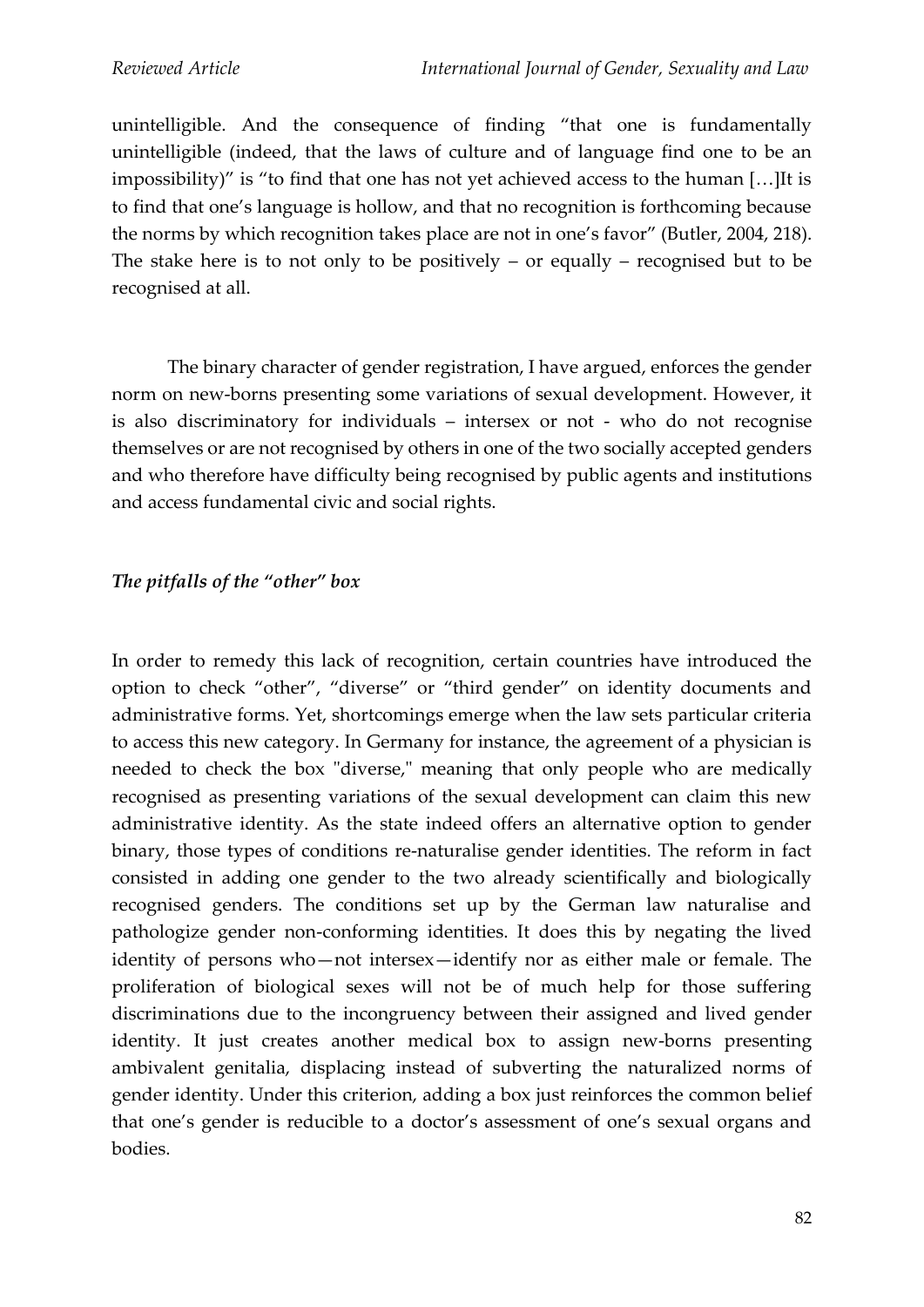unintelligible. And the consequence of finding "that one is fundamentally unintelligible (indeed, that the laws of culture and of language find one to be an impossibility)" is "to find that one has not yet achieved access to the human […]It is to find that one's language is hollow, and that no recognition is forthcoming because the norms by which recognition takes place are not in one's favor" (Butler, 2004, 218). The stake here is to not only to be positively – or equally – recognised but to be recognised at all.

The binary character of gender registration, I have argued, enforces the gender norm on new-borns presenting some variations of sexual development. However, it is also discriminatory for individuals – intersex or not - who do not recognise themselves or are not recognised by others in one of the two socially accepted genders and who therefore have difficulty being recognised by public agents and institutions and access fundamental civic and social rights.

### *The pitfalls of the "other" box*

In order to remedy this lack of recognition, certain countries have introduced the option to check "other", "diverse" or "third gender" on identity documents and administrative forms. Yet, shortcomings emerge when the law sets particular criteria to access this new category. In Germany for instance, the agreement of a physician is needed to check the box "diverse," meaning that only people who are medically recognised as presenting variations of the sexual development can claim this new administrative identity. As the state indeed offers an alternative option to gender binary, those types of conditions re-naturalise gender identities. The reform in fact consisted in adding one gender to the two already scientifically and biologically recognised genders. The conditions set up by the German law naturalise and pathologize gender non-conforming identities. It does this by negating the lived identity of persons who—not intersex—identify nor as either male or female. The proliferation of biological sexes will not be of much help for those suffering discriminations due to the incongruency between their assigned and lived gender identity. It just creates another medical box to assign new-borns presenting ambivalent genitalia, displacing instead of subverting the naturalized norms of gender identity. Under this criterion, adding a box just reinforces the common belief that one's gender is reducible to a doctor's assessment of one's sexual organs and bodies.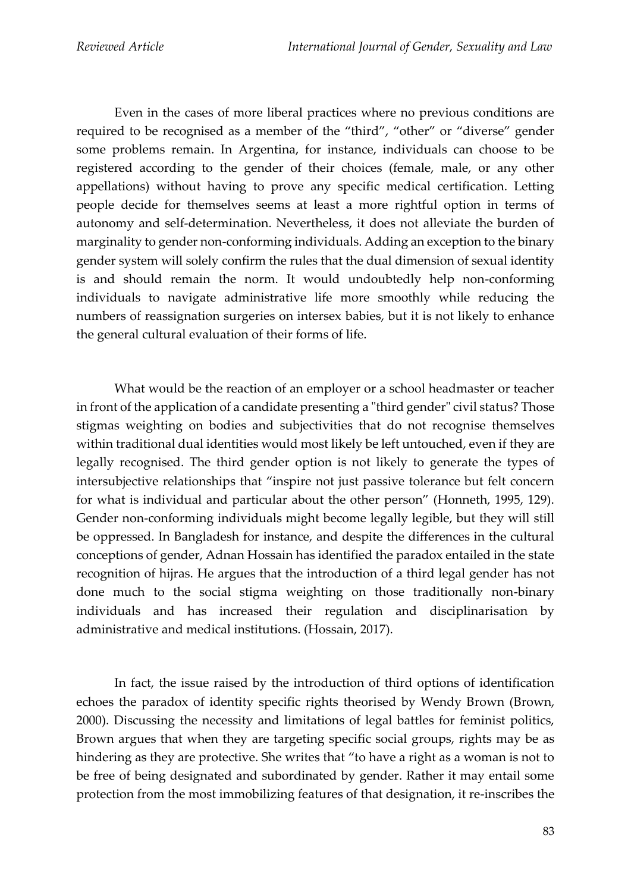Even in the cases of more liberal practices where no previous conditions are required to be recognised as a member of the "third", "other" or "diverse" gender some problems remain. In Argentina, for instance, individuals can choose to be registered according to the gender of their choices (female, male, or any other appellations) without having to prove any specific medical certification. Letting people decide for themselves seems at least a more rightful option in terms of autonomy and self-determination. Nevertheless, it does not alleviate the burden of marginality to gender non-conforming individuals. Adding an exception to the binary gender system will solely confirm the rules that the dual dimension of sexual identity is and should remain the norm. It would undoubtedly help non-conforming individuals to navigate administrative life more smoothly while reducing the numbers of reassignation surgeries on intersex babies, but it is not likely to enhance the general cultural evaluation of their forms of life.

What would be the reaction of an employer or a school headmaster or teacher in front of the application of a candidate presenting a "third gender" civil status? Those stigmas weighting on bodies and subjectivities that do not recognise themselves within traditional dual identities would most likely be left untouched, even if they are legally recognised. The third gender option is not likely to generate the types of intersubjective relationships that "inspire not just passive tolerance but felt concern for what is individual and particular about the other person" (Honneth, 1995, 129). Gender non-conforming individuals might become legally legible, but they will still be oppressed. In Bangladesh for instance, and despite the differences in the cultural conceptions of gender, Adnan Hossain has identified the paradox entailed in the state recognition of hijras. He argues that the introduction of a third legal gender has not done much to the social stigma weighting on those traditionally non-binary individuals and has increased their regulation and disciplinarisation by administrative and medical institutions. (Hossain, 2017).

In fact, the issue raised by the introduction of third options of identification echoes the paradox of identity specific rights theorised by Wendy Brown (Brown, 2000). Discussing the necessity and limitations of legal battles for feminist politics, Brown argues that when they are targeting specific social groups, rights may be as hindering as they are protective. She writes that "to have a right as a woman is not to be free of being designated and subordinated by gender. Rather it may entail some protection from the most immobilizing features of that designation, it re-inscribes the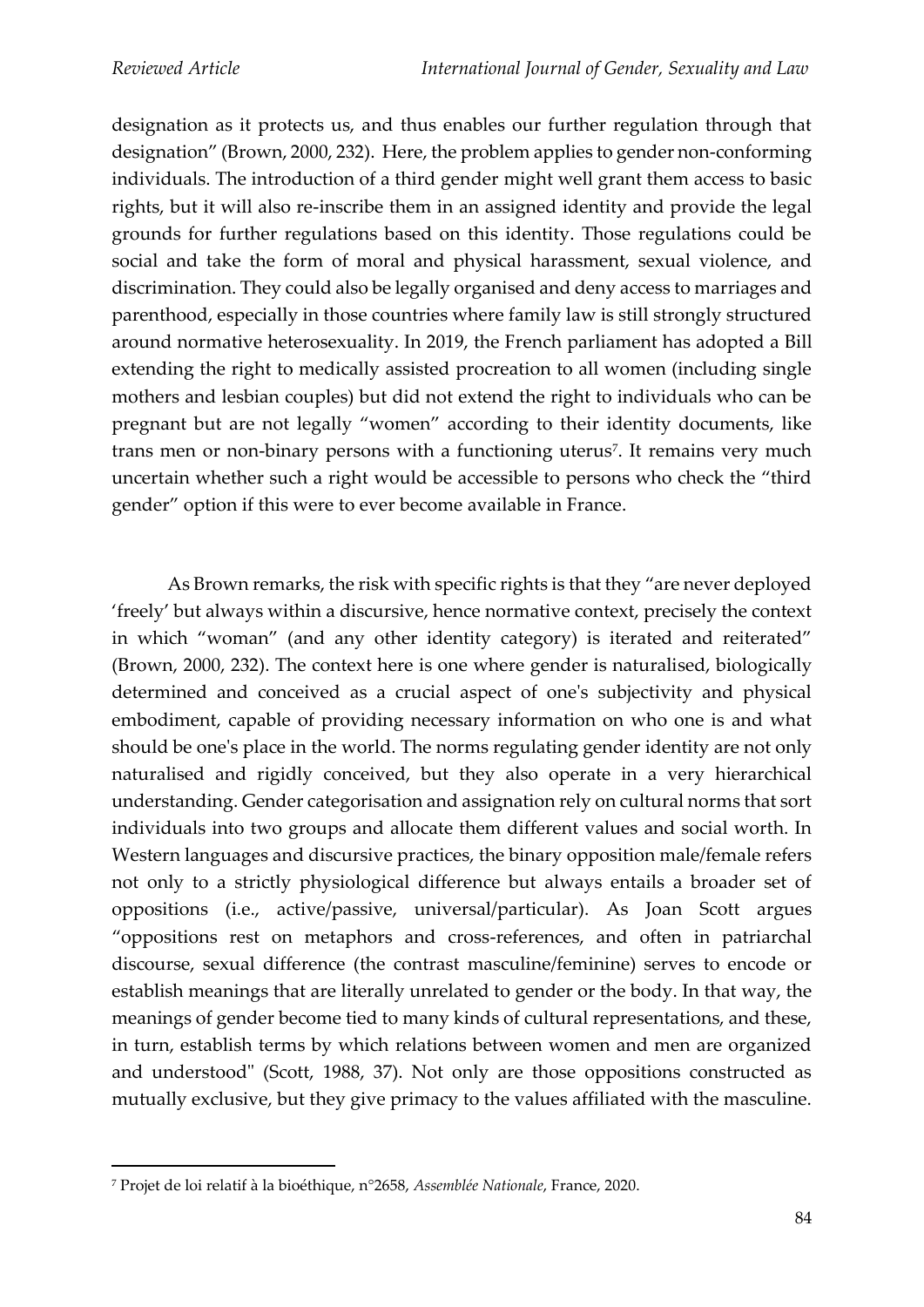designation as it protects us, and thus enables our further regulation through that designation" (Brown, 2000, 232). Here, the problem applies to gender non-conforming individuals. The introduction of a third gender might well grant them access to basic rights, but it will also re-inscribe them in an assigned identity and provide the legal grounds for further regulations based on this identity. Those regulations could be social and take the form of moral and physical harassment, sexual violence, and discrimination. They could also be legally organised and deny access to marriages and parenthood, especially in those countries where family law is still strongly structured around normative heterosexuality. In 2019, the French parliament has adopted a Bill extending the right to medically assisted procreation to all women (including single mothers and lesbian couples) but did not extend the right to individuals who can be pregnant but are not legally "women" according to their identity documents, like trans men or non-binary persons with a functioning uterus[7]. It remains very much uncertain whether such a right would be accessible to persons who check the "third gender" option if this were to ever become available in France.

As Brown remarks, the risk with specific rights is that they "are never deployed 'freely' but always within a discursive, hence normative context, precisely the context in which "woman" (and any other identity category) is iterated and reiterated" (Brown, 2000, 232). The context here is one where gender is naturalised, biologically determined and conceived as a crucial aspect of one's subjectivity and physical embodiment, capable of providing necessary information on who one is and what should be one's place in the world. The norms regulating gender identity are not only naturalised and rigidly conceived, but they also operate in a very hierarchical understanding. Gender categorisation and assignation rely on cultural norms that sort individuals into two groups and allocate them different values and social worth. In Western languages and discursive practices, the binary opposition male/female refers not only to a strictly physiological difference but always entails a broader set of oppositions (i.e., active/passive, universal/particular). As Joan Scott argues "oppositions rest on metaphors and cross-references, and often in patriarchal discourse, sexual difference (the contrast masculine/feminine) serves to encode or establish meanings that are literally unrelated to gender or the body. In that way, the meanings of gender become tied to many kinds of cultural representations, and these, in turn, establish terms by which relations between women and men are organized and understood" (Scott, 1988, 37). Not only are those oppositions constructed as mutually exclusive, but they give primacy to the values affiliated with the masculine.

[7] Projet de loi relatif à la bioéthique, n°2658, *Assemblée Nationale*, France, 2020.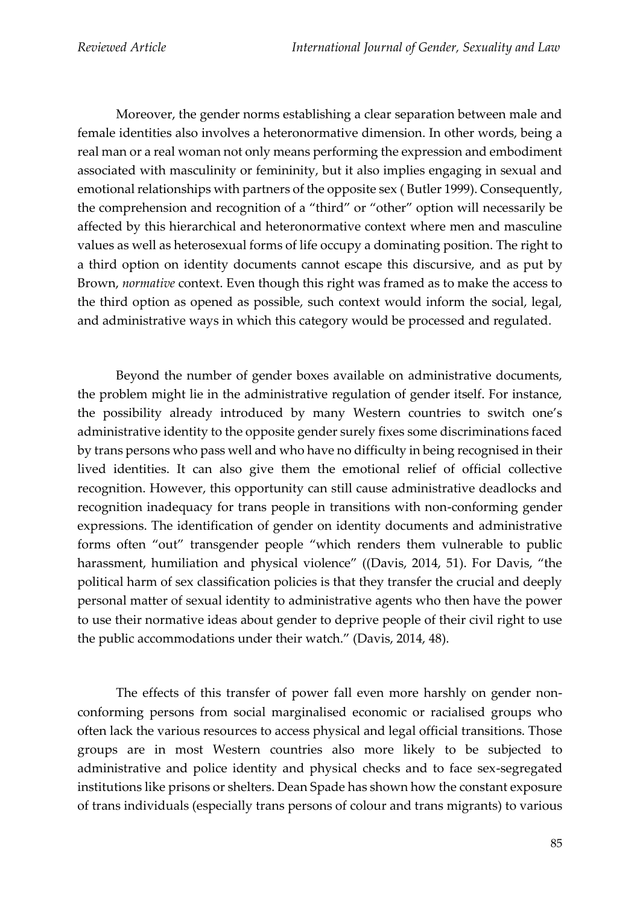Moreover, the gender norms establishing a clear separation between male and female identities also involves a heteronormative dimension. In other words, being a real man or a real woman not only means performing the expression and embodiment associated with masculinity or femininity, but it also implies engaging in sexual and emotional relationships with partners of the opposite sex ( Butler 1999). Consequently, the comprehension and recognition of a "third" or "other" option will necessarily be affected by this hierarchical and heteronormative context where men and masculine values as well as heterosexual forms of life occupy a dominating position. The right to a third option on identity documents cannot escape this discursive, and as put by Brown, *normative* context. Even though this right was framed as to make the access to the third option as opened as possible, such context would inform the social, legal, and administrative ways in which this category would be processed and regulated.

Beyond the number of gender boxes available on administrative documents, the problem might lie in the administrative regulation of gender itself. For instance, the possibility already introduced by many Western countries to switch one's administrative identity to the opposite gender surely fixes some discriminations faced by trans persons who pass well and who have no difficulty in being recognised in their lived identities. It can also give them the emotional relief of official collective recognition. However, this opportunity can still cause administrative deadlocks and recognition inadequacy for trans people in transitions with non-conforming gender expressions. The identification of gender on identity documents and administrative forms often "out" transgender people "which renders them vulnerable to public harassment, humiliation and physical violence" ((Davis, 2014, 51). For Davis, "the political harm of sex classification policies is that they transfer the crucial and deeply personal matter of sexual identity to administrative agents who then have the power to use their normative ideas about gender to deprive people of their civil right to use the public accommodations under their watch." (Davis, 2014, 48).

The effects of this transfer of power fall even more harshly on gender non-conforming persons from social marginalised economic or racialised groups who often lack the various resources to access physical and legal official transitions. Those groups are in most Western countries also more likely to be subjected to administrative and police identity and physical checks and to face sex-segregated institutions like prisons or shelters. Dean Spade has shown how the constant exposure of trans individuals (especially trans persons of colour and trans migrants) to various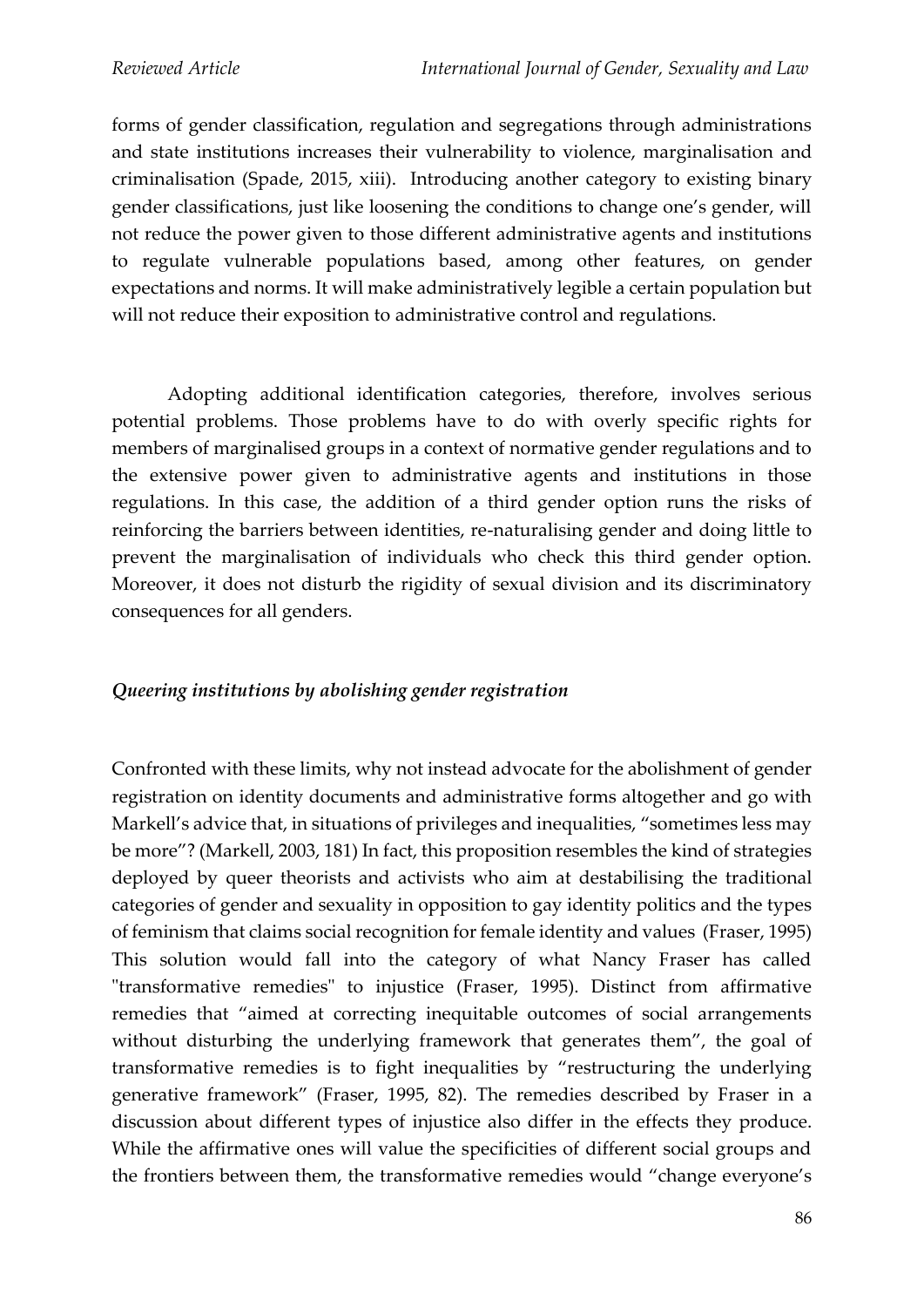forms of gender classification, regulation and segregations through administrations and state institutions increases their vulnerability to violence, marginalisation and criminalisation (Spade, 2015, xiii). Introducing another category to existing binary gender classifications, just like loosening the conditions to change one's gender, will not reduce the power given to those different administrative agents and institutions to regulate vulnerable populations based, among other features, on gender expectations and norms. It will make administratively legible a certain population but will not reduce their exposition to administrative control and regulations.

Adopting additional identification categories, therefore, involves serious potential problems. Those problems have to do with overly specific rights for members of marginalised groups in a context of normative gender regulations and to the extensive power given to administrative agents and institutions in those regulations. In this case, the addition of a third gender option runs the risks of reinforcing the barriers between identities, re-naturalising gender and doing little to prevent the marginalisation of individuals who check this third gender option. Moreover, it does not disturb the rigidity of sexual division and its discriminatory consequences for all genders.

### *Queering institutions by abolishing gender registration*

Confronted with these limits, why not instead advocate for the abolishment of gender registration on identity documents and administrative forms altogether and go with Markell's advice that, in situations of privileges and inequalities, "sometimes less may be more"? (Markell, 2003, 181) In fact, this proposition resembles the kind of strategies deployed by queer theorists and activists who aim at destabilising the traditional categories of gender and sexuality in opposition to gay identity politics and the types of feminism that claims social recognition for female identity and values (Fraser, 1995) This solution would fall into the category of what Nancy Fraser has called "transformative remedies" to injustice (Fraser, 1995). Distinct from affirmative remedies that "aimed at correcting inequitable outcomes of social arrangements without disturbing the underlying framework that generates them", the goal of transformative remedies is to fight inequalities by "restructuring the underlying generative framework" (Fraser, 1995, 82). The remedies described by Fraser in a discussion about different types of injustice also differ in the effects they produce. While the affirmative ones will value the specificities of different social groups and the frontiers between them, the transformative remedies would "change everyone's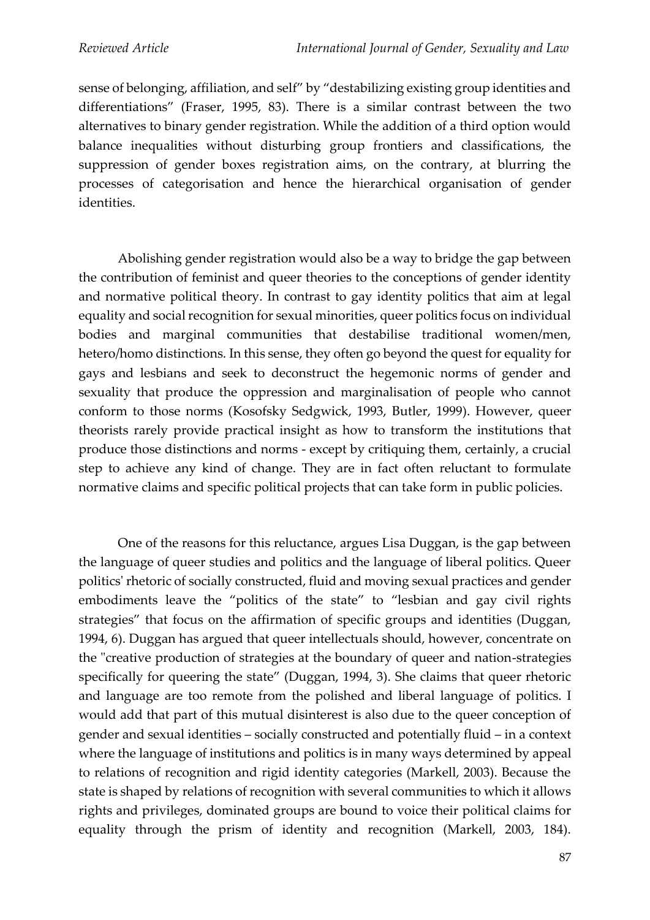sense of belonging, affiliation, and self" by "destabilizing existing group identities and differentiations" (Fraser, 1995, 83). There is a similar contrast between the two alternatives to binary gender registration. While the addition of a third option would balance inequalities without disturbing group frontiers and classifications, the suppression of gender boxes registration aims, on the contrary, at blurring the processes of categorisation and hence the hierarchical organisation of gender identities.

Abolishing gender registration would also be a way to bridge the gap between the contribution of feminist and queer theories to the conceptions of gender identity and normative political theory. In contrast to gay identity politics that aim at legal equality and social recognition for sexual minorities, queer politics focus on individual bodies and marginal communities that destabilise traditional women/men, hetero/homo distinctions. In this sense, they often go beyond the quest for equality for gays and lesbians and seek to deconstruct the hegemonic norms of gender and sexuality that produce the oppression and marginalisation of people who cannot conform to those norms (Kosofsky Sedgwick, 1993, Butler, 1999). However, queer theorists rarely provide practical insight as how to transform the institutions that produce those distinctions and norms - except by critiquing them, certainly, a crucial step to achieve any kind of change. They are in fact often reluctant to formulate normative claims and specific political projects that can take form in public policies.

One of the reasons for this reluctance, argues Lisa Duggan, is the gap between the language of queer studies and politics and the language of liberal politics. Queer politics' rhetoric of socially constructed, fluid and moving sexual practices and gender embodiments leave the "politics of the state" to "lesbian and gay civil rights strategies" that focus on the affirmation of specific groups and identities (Duggan, 1994, 6). Duggan has argued that queer intellectuals should, however, concentrate on the "creative production of strategies at the boundary of queer and nation-strategies specifically for queering the state" (Duggan, 1994, 3). She claims that queer rhetoric and language are too remote from the polished and liberal language of politics. I would add that part of this mutual disinterest is also due to the queer conception of gender and sexual identities – socially constructed and potentially fluid – in a context where the language of institutions and politics is in many ways determined by appeal to relations of recognition and rigid identity categories (Markell, 2003). Because the state is shaped by relations of recognition with several communities to which it allows rights and privileges, dominated groups are bound to voice their political claims for equality through the prism of identity and recognition (Markell, 2003, 184).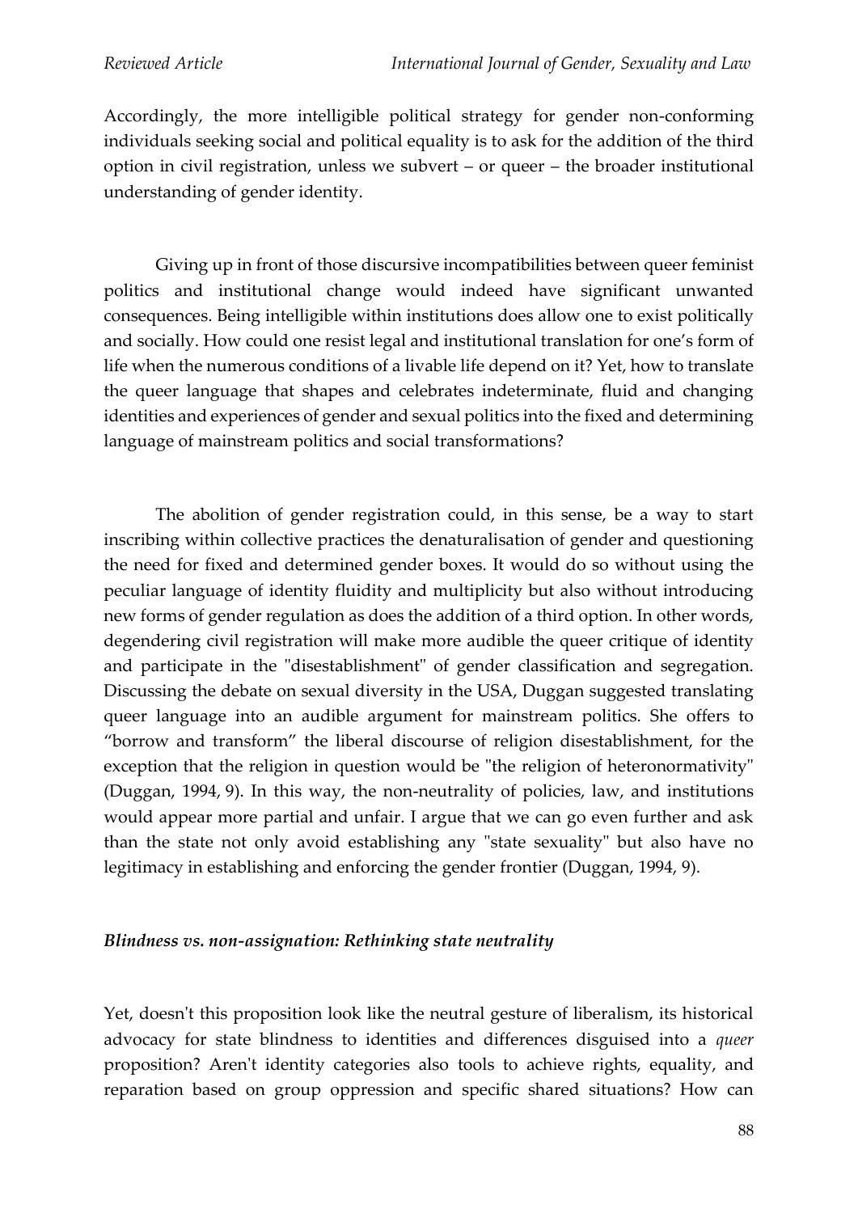Accordingly, the more intelligible political strategy for gender non-conforming individuals seeking social and political equality is to ask for the addition of the third option in civil registration, unless we subvert – or queer – the broader institutional understanding of gender identity.

Giving up in front of those discursive incompatibilities between queer feminist politics and institutional change would indeed have significant unwanted consequences. Being intelligible within institutions does allow one to exist politically and socially. How could one resist legal and institutional translation for one's form of life when the numerous conditions of a livable life depend on it? Yet, how to translate the queer language that shapes and celebrates indeterminate, fluid and changing identities and experiences of gender and sexual politics into the fixed and determining language of mainstream politics and social transformations?

The abolition of gender registration could, in this sense, be a way to start inscribing within collective practices the denaturalisation of gender and questioning the need for fixed and determined gender boxes. It would do so without using the peculiar language of identity fluidity and multiplicity but also without introducing new forms of gender regulation as does the addition of a third option. In other words, degendering civil registration will make more audible the queer critique of identity and participate in the "disestablishment" of gender classification and segregation. Discussing the debate on sexual diversity in the USA, Duggan suggested translating queer language into an audible argument for mainstream politics. She offers to "borrow and transform" the liberal discourse of religion disestablishment, for the exception that the religion in question would be "the religion of heteronormativity" (Duggan, 1994, 9). In this way, the non-neutrality of policies, law, and institutions would appear more partial and unfair. I argue that we can go even further and ask than the state not only avoid establishing any "state sexuality" but also have no legitimacy in establishing and enforcing the gender frontier (Duggan, 1994, 9).

### *Blindness vs. non-assignation: Rethinking state neutrality*

Yet, doesn't this proposition look like the neutral gesture of liberalism, its historical advocacy for state blindness to identities and differences disguised into a *queer* proposition? Aren't identity categories also tools to achieve rights, equality, and reparation based on group oppression and specific shared situations? How can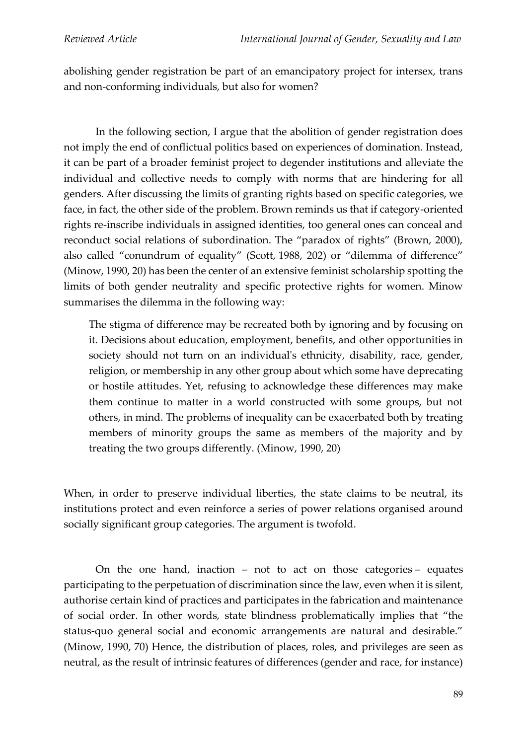abolishing gender registration be part of an emancipatory project for intersex, trans and non-conforming individuals, but also for women?

In the following section, I argue that the abolition of gender registration does not imply the end of conflictual politics based on experiences of domination. Instead, it can be part of a broader feminist project to degender institutions and alleviate the individual and collective needs to comply with norms that are hindering for all genders. After discussing the limits of granting rights based on specific categories, we face, in fact, the other side of the problem. Brown reminds us that if category-oriented rights re-inscribe individuals in assigned identities, too general ones can conceal and reconduct social relations of subordination. The "paradox of rights" (Brown, 2000), also called "conundrum of equality" (Scott, 1988, 202) or "dilemma of difference" (Minow, 1990, 20) has been the center of an extensive feminist scholarship spotting the limits of both gender neutrality and specific protective rights for women. Minow summarises the dilemma in the following way:

> The stigma of difference may be recreated both by ignoring and by focusing on it. Decisions about education, employment, benefits, and other opportunities in society should not turn on an individual's ethnicity, disability, race, gender, religion, or membership in any other group about which some have deprecating or hostile attitudes. Yet, refusing to acknowledge these differences may make them continue to matter in a world constructed with some groups, but not others, in mind. The problems of inequality can be exacerbated both by treating members of minority groups the same as members of the majority and by treating the two groups differently. (Minow, 1990, 20)

When, in order to preserve individual liberties, the state claims to be neutral, its institutions protect and even reinforce a series of power relations organised around socially significant group categories. The argument is twofold.

On the one hand, inaction – not to act on those categories – equates participating to the perpetuation of discrimination since the law, even when it is silent, authorise certain kind of practices and participates in the fabrication and maintenance of social order. In other words, state blindness problematically implies that "the status-quo general social and economic arrangements are natural and desirable." (Minow, 1990, 70) Hence, the distribution of places, roles, and privileges are seen as neutral, as the result of intrinsic features of differences (gender and race, for instance)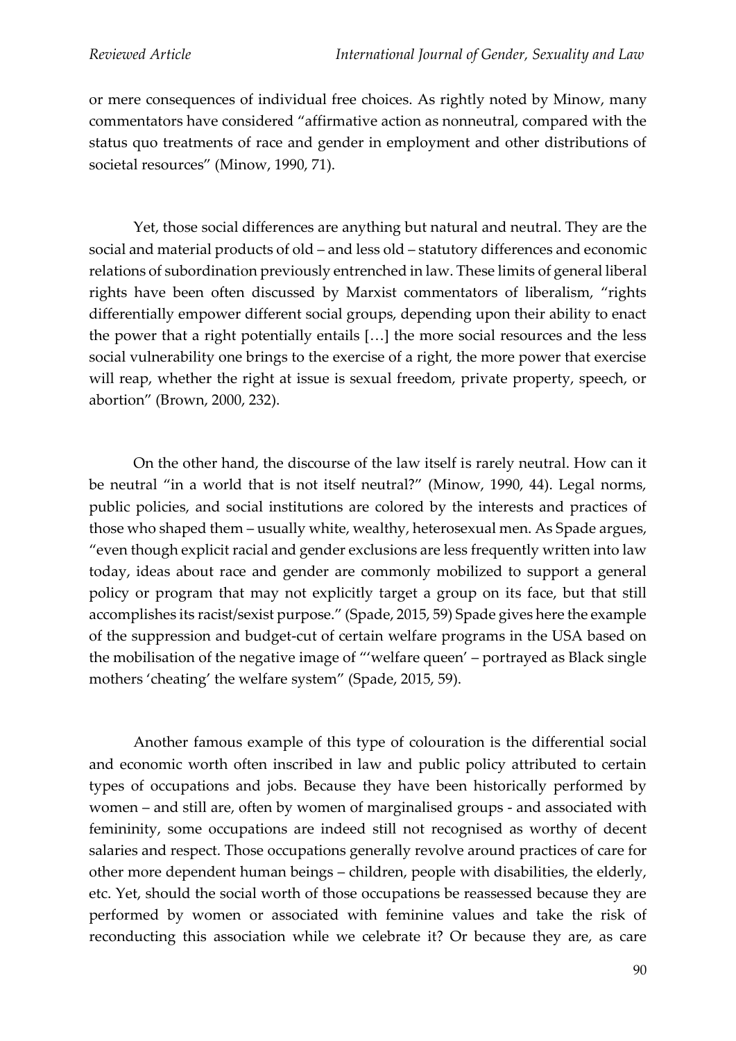or mere consequences of individual free choices. As rightly noted by Minow, many commentators have considered "affirmative action as nonneutral, compared with the status quo treatments of race and gender in employment and other distributions of societal resources" (Minow, 1990, 71).

Yet, those social differences are anything but natural and neutral. They are the social and material products of old – and less old – statutory differences and economic relations of subordination previously entrenched in law. These limits of general liberal rights have been often discussed by Marxist commentators of liberalism, "rights differentially empower different social groups, depending upon their ability to enact the power that a right potentially entails […] the more social resources and the less social vulnerability one brings to the exercise of a right, the more power that exercise will reap, whether the right at issue is sexual freedom, private property, speech, or abortion" (Brown, 2000, 232).

On the other hand, the discourse of the law itself is rarely neutral. How can it be neutral "in a world that is not itself neutral?" (Minow, 1990, 44). Legal norms, public policies, and social institutions are colored by the interests and practices of those who shaped them – usually white, wealthy, heterosexual men. As Spade argues, "even though explicit racial and gender exclusions are less frequently written into law today, ideas about race and gender are commonly mobilized to support a general policy or program that may not explicitly target a group on its face, but that still accomplishes its racist/sexist purpose." (Spade, 2015, 59) Spade gives here the example of the suppression and budget-cut of certain welfare programs in the USA based on the mobilisation of the negative image of "'welfare queen' – portrayed as Black single mothers 'cheating' the welfare system" (Spade, 2015, 59).

Another famous example of this type of colouration is the differential social and economic worth often inscribed in law and public policy attributed to certain types of occupations and jobs. Because they have been historically performed by women – and still are, often by women of marginalised groups - and associated with femininity, some occupations are indeed still not recognised as worthy of decent salaries and respect. Those occupations generally revolve around practices of care for other more dependent human beings – children, people with disabilities, the elderly, etc. Yet, should the social worth of those occupations be reassessed because they are performed by women or associated with feminine values and take the risk of reconducting this association while we celebrate it? Or because they are, as care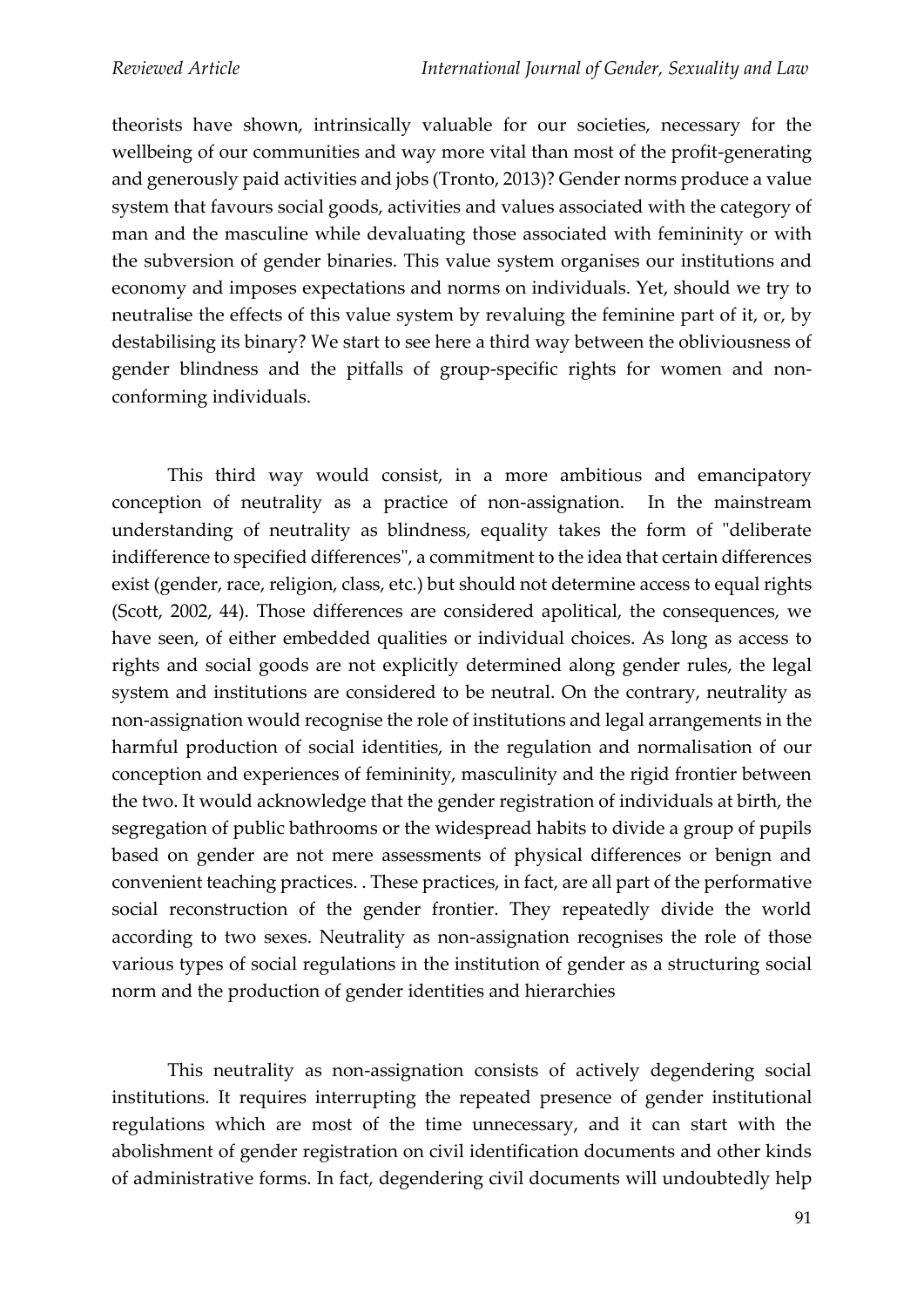theorists have shown, intrinsically valuable for our societies, necessary for the wellbeing of our communities and way more vital than most of the profit-generating and generously paid activities and jobs (Tronto, 2013)? Gender norms produce a value system that favours social goods, activities and values associated with the category of man and the masculine while devaluating those associated with femininity or with the subversion of gender binaries. This value system organises our institutions and economy and imposes expectations and norms on individuals. Yet, should we try to neutralise the effects of this value system by revaluing the feminine part of it, or, by destabilising its binary? We start to see here a third way between the obliviousness of gender blindness and the pitfalls of group-specific rights for women and non-conforming individuals.

This third way would consist, in a more ambitious and emancipatory conception of neutrality as a practice of non-assignation. In the mainstream understanding of neutrality as blindness, equality takes the form of "deliberate indifference to specified differences", a commitment to the idea that certain differences exist (gender, race, religion, class, etc.) but should not determine access to equal rights (Scott, 2002, 44). Those differences are considered apolitical, the consequences, we have seen, of either embedded qualities or individual choices. As long as access to rights and social goods are not explicitly determined along gender rules, the legal system and institutions are considered to be neutral. On the contrary, neutrality as non-assignation would recognise the role of institutions and legal arrangements in the harmful production of social identities, in the regulation and normalisation of our conception and experiences of femininity, masculinity and the rigid frontier between the two. It would acknowledge that the gender registration of individuals at birth, the segregation of public bathrooms or the widespread habits to divide a group of pupils based on gender are not mere assessments of physical differences or benign and convenient teaching practices. . These practices, in fact, are all part of the performative social reconstruction of the gender frontier. They repeatedly divide the world according to two sexes. Neutrality as non-assignation recognises the role of those various types of social regulations in the institution of gender as a structuring social norm and the production of gender identities and hierarchies

This neutrality as non-assignation consists of actively degendering social institutions. It requires interrupting the repeated presence of gender institutional regulations which are most of the time unnecessary, and it can start with the abolishment of gender registration on civil identification documents and other kinds of administrative forms. In fact, degendering civil documents will undoubtedly help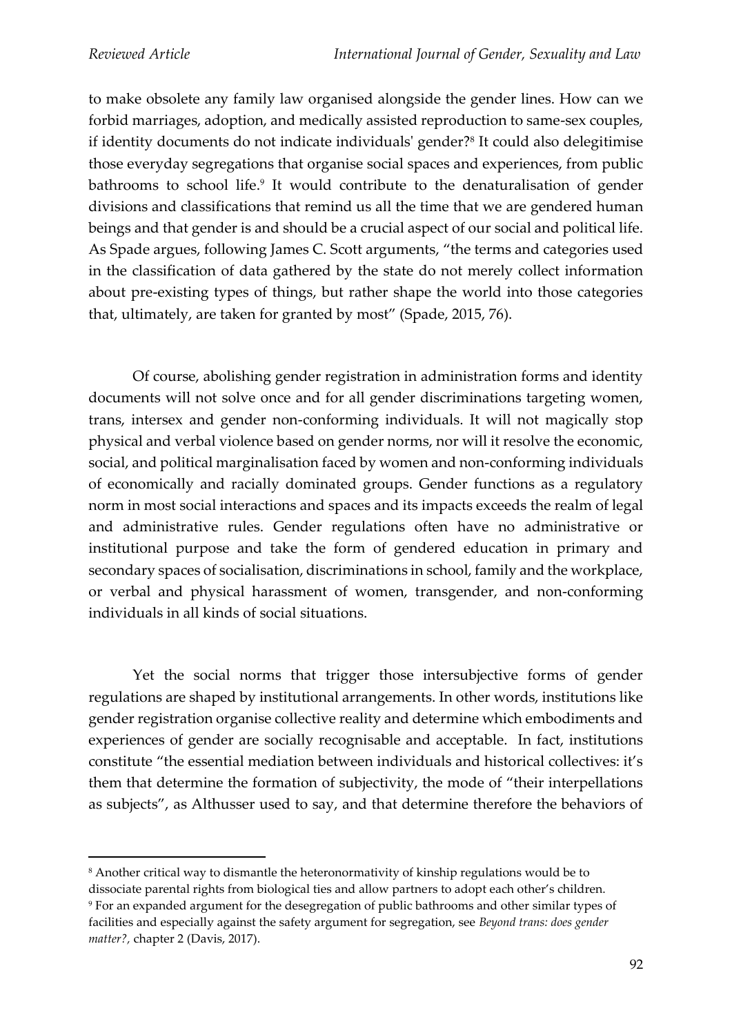to make obsolete any family law organised alongside the gender lines. How can we forbid marriages, adoption, and medically assisted reproduction to same-sex couples, if identity documents do not indicate individuals' gender?[8] It could also delegitimise those everyday segregations that organise social spaces and experiences, from public bathrooms to school life.[9] It would contribute to the denaturalisation of gender divisions and classifications that remind us all the time that we are gendered human beings and that gender is and should be a crucial aspect of our social and political life. As Spade argues, following James C. Scott arguments, "the terms and categories used in the classification of data gathered by the state do not merely collect information about pre-existing types of things, but rather shape the world into those categories that, ultimately, are taken for granted by most" (Spade, 2015, 76).

Of course, abolishing gender registration in administration forms and identity documents will not solve once and for all gender discriminations targeting women, trans, intersex and gender non-conforming individuals. It will not magically stop physical and verbal violence based on gender norms, nor will it resolve the economic, social, and political marginalisation faced by women and non-conforming individuals of economically and racially dominated groups. Gender functions as a regulatory norm in most social interactions and spaces and its impacts exceeds the realm of legal and administrative rules. Gender regulations often have no administrative or institutional purpose and take the form of gendered education in primary and secondary spaces of socialisation, discriminations in school, family and the workplace, or verbal and physical harassment of women, transgender, and non-conforming individuals in all kinds of social situations.

Yet the social norms that trigger those intersubjective forms of gender regulations are shaped by institutional arrangements. In other words, institutions like gender registration organise collective reality and determine which embodiments and experiences of gender are socially recognisable and acceptable. In fact, institutions constitute "the essential mediation between individuals and historical collectives: it's them that determine the formation of subjectivity, the mode of "their interpellations as subjects", as Althusser used to say, and that determine therefore the behaviors of

---

[8] Another critical way to dismantle the heteronormativity of kinship regulations would be to dissociate parental rights from biological ties and allow partners to adopt each other's children.

[9] For an expanded argument for the desegregation of public bathrooms and other similar types of facilities and especially against the safety argument for segregation, see *Beyond trans: does gender matter?,* chapter 2 (Davis, 2017).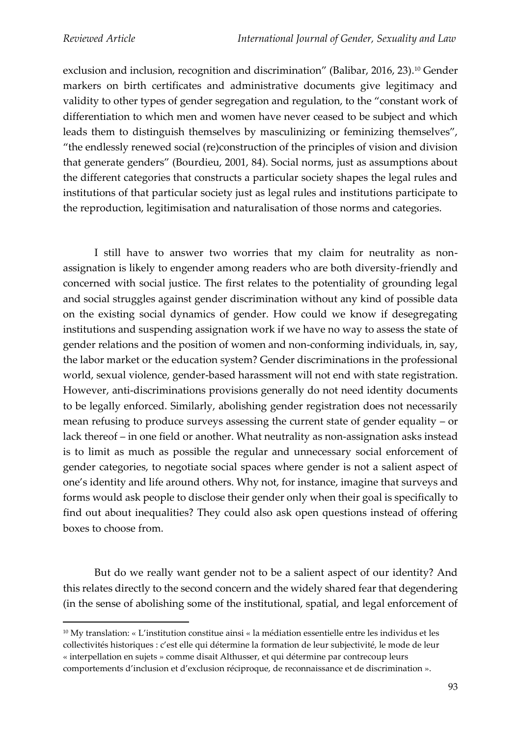exclusion and inclusion, recognition and discrimination" (Balibar, 2016, 23).[10] Gender markers on birth certificates and administrative documents give legitimacy and validity to other types of gender segregation and regulation, to the "constant work of differentiation to which men and women have never ceased to be subject and which leads them to distinguish themselves by masculinizing or feminizing themselves", "the endlessly renewed social (re)construction of the principles of vision and division that generate genders" (Bourdieu, 2001, 84). Social norms, just as assumptions about the different categories that constructs a particular society shapes the legal rules and institutions of that particular society just as legal rules and institutions participate to the reproduction, legitimisation and naturalisation of those norms and categories.

I still have to answer two worries that my claim for neutrality as non-assignation is likely to engender among readers who are both diversity-friendly and concerned with social justice. The first relates to the potentiality of grounding legal and social struggles against gender discrimination without any kind of possible data on the existing social dynamics of gender. How could we know if desegregating institutions and suspending assignation work if we have no way to assess the state of gender relations and the position of women and non-conforming individuals, in, say, the labor market or the education system? Gender discriminations in the professional world, sexual violence, gender-based harassment will not end with state registration. However, anti-discriminations provisions generally do not need identity documents to be legally enforced. Similarly, abolishing gender registration does not necessarily mean refusing to produce surveys assessing the current state of gender equality – or lack thereof – in one field or another. What neutrality as non-assignation asks instead is to limit as much as possible the regular and unnecessary social enforcement of gender categories, to negotiate social spaces where gender is not a salient aspect of one's identity and life around others. Why not, for instance, imagine that surveys and forms would ask people to disclose their gender only when their goal is specifically to find out about inequalities? They could also ask open questions instead of offering boxes to choose from.

But do we really want gender not to be a salient aspect of our identity? And this relates directly to the second concern and the widely shared fear that degendering (in the sense of abolishing some of the institutional, spatial, and legal enforcement of

[10] My translation: « L'institution constitue ainsi « la médiation essentielle entre les individus et les collectivités historiques : c'est elle qui détermine la formation de leur subjectivité, le mode de leur « interpellation en sujets » comme disait Althusser, et qui détermine par contrecoup leurs comportements d'inclusion et d'exclusion réciproque, de reconnaissance et de discrimination ».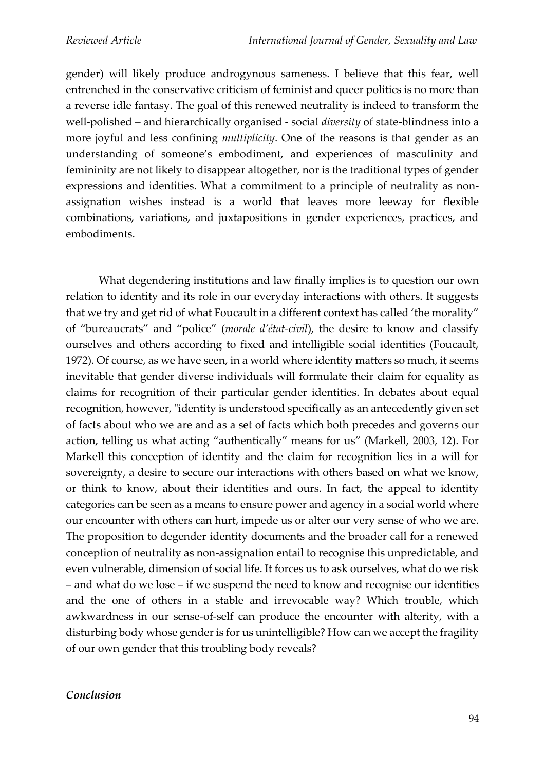gender) will likely produce androgynous sameness. I believe that this fear, well entrenched in the conservative criticism of feminist and queer politics is no more than a reverse idle fantasy. The goal of this renewed neutrality is indeed to transform the well-polished – and hierarchically organised - social *diversity* of state-blindness into a more joyful and less confining *multiplicity*. One of the reasons is that gender as an understanding of someone's embodiment, and experiences of masculinity and femininity are not likely to disappear altogether, nor is the traditional types of gender expressions and identities. What a commitment to a principle of neutrality as non-assignation wishes instead is a world that leaves more leeway for flexible combinations, variations, and juxtapositions in gender experiences, practices, and embodiments.

What degendering institutions and law finally implies is to question our own relation to identity and its role in our everyday interactions with others. It suggests that we try and get rid of what Foucault in a different context has called 'the morality" of "bureaucrats" and "police" (*morale d'état-civil*), the desire to know and classify ourselves and others according to fixed and intelligible social identities (Foucault, 1972). Of course, as we have seen, in a world where identity matters so much, it seems inevitable that gender diverse individuals will formulate their claim for equality as claims for recognition of their particular gender identities. In debates about equal recognition, however, "identity is understood specifically as an antecedently given set of facts about who we are and as a set of facts which both precedes and governs our action, telling us what acting "authentically" means for us" (Markell, 2003, 12). For Markell this conception of identity and the claim for recognition lies in a will for sovereignty, a desire to secure our interactions with others based on what we know, or think to know, about their identities and ours. In fact, the appeal to identity categories can be seen as a means to ensure power and agency in a social world where our encounter with others can hurt, impede us or alter our very sense of who we are. The proposition to degender identity documents and the broader call for a renewed conception of neutrality as non-assignation entail to recognise this unpredictable, and even vulnerable, dimension of social life. It forces us to ask ourselves, what do we risk – and what do we lose – if we suspend the need to know and recognise our identities and the one of others in a stable and irrevocable way? Which trouble, which awkwardness in our sense-of-self can produce the encounter with alterity, with a disturbing body whose gender is for us unintelligible? How can we accept the fragility of our own gender that this troubling body reveals?

***Conclusion***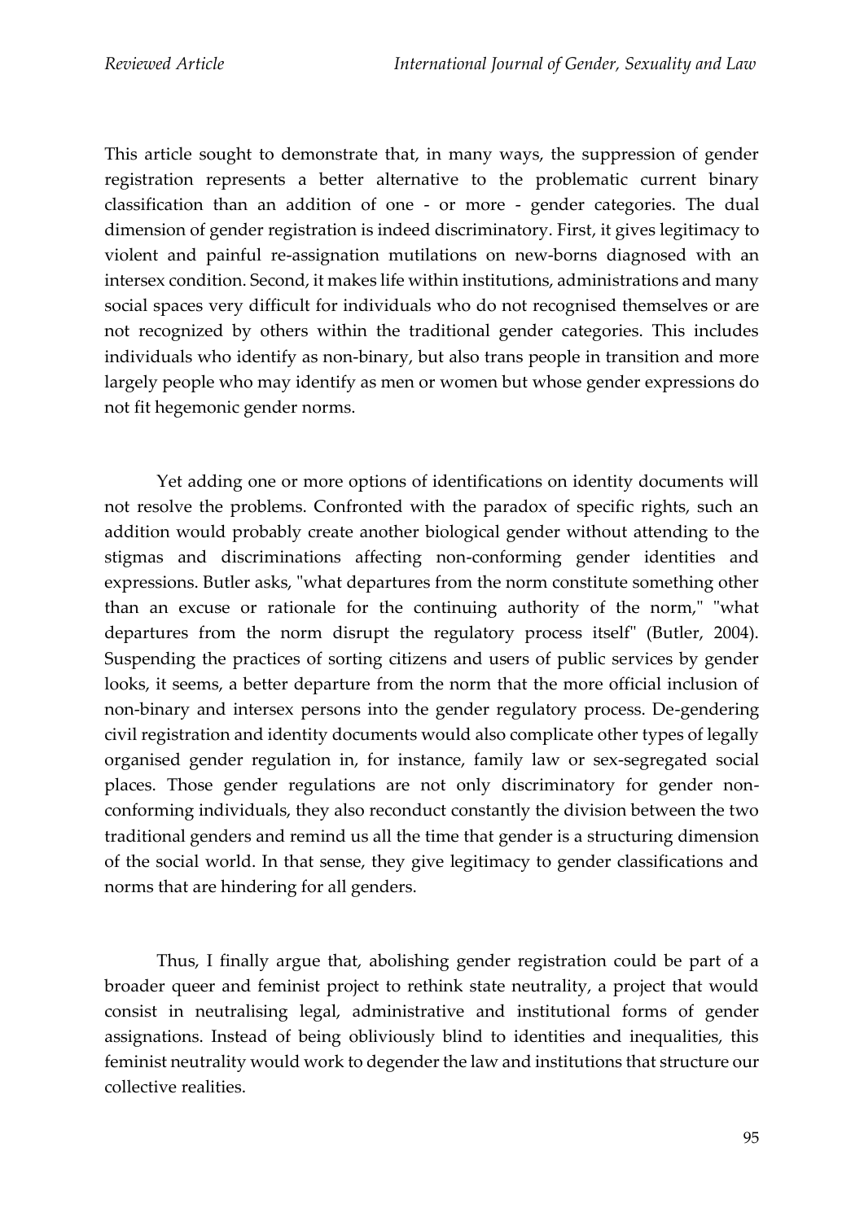This article sought to demonstrate that, in many ways, the suppression of gender registration represents a better alternative to the problematic current binary classification than an addition of one - or more - gender categories. The dual dimension of gender registration is indeed discriminatory. First, it gives legitimacy to violent and painful re-assignation mutilations on new-borns diagnosed with an intersex condition. Second, it makes life within institutions, administrations and many social spaces very difficult for individuals who do not recognised themselves or are not recognized by others within the traditional gender categories. This includes individuals who identify as non-binary, but also trans people in transition and more largely people who may identify as men or women but whose gender expressions do not fit hegemonic gender norms.

Yet adding one or more options of identifications on identity documents will not resolve the problems. Confronted with the paradox of specific rights, such an addition would probably create another biological gender without attending to the stigmas and discriminations affecting non-conforming gender identities and expressions. Butler asks, "what departures from the norm constitute something other than an excuse or rationale for the continuing authority of the norm," "what departures from the norm disrupt the regulatory process itself" (Butler, 2004). Suspending the practices of sorting citizens and users of public services by gender looks, it seems, a better departure from the norm that the more official inclusion of non-binary and intersex persons into the gender regulatory process. De-gendering civil registration and identity documents would also complicate other types of legally organised gender regulation in, for instance, family law or sex-segregated social places. Those gender regulations are not only discriminatory for gender non-conforming individuals, they also reconduct constantly the division between the two traditional genders and remind us all the time that gender is a structuring dimension of the social world. In that sense, they give legitimacy to gender classifications and norms that are hindering for all genders.

Thus, I finally argue that, abolishing gender registration could be part of a broader queer and feminist project to rethink state neutrality, a project that would consist in neutralising legal, administrative and institutional forms of gender assignations. Instead of being obliviously blind to identities and inequalities, this feminist neutrality would work to degender the law and institutions that structure our collective realities.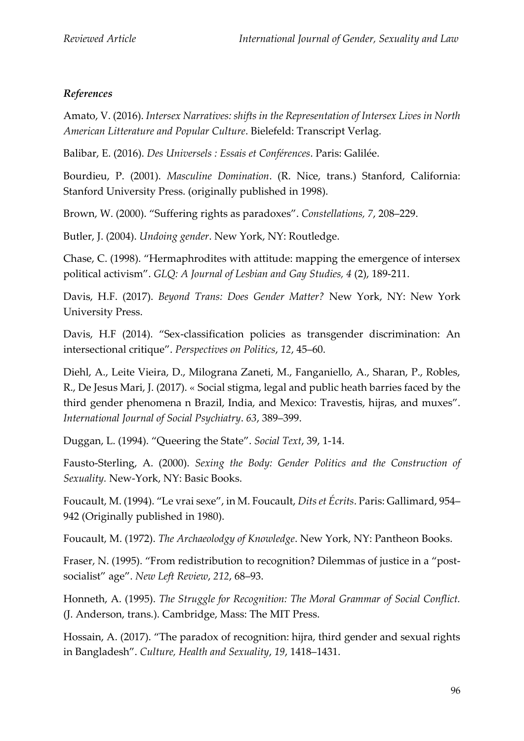### *References*

Amato, V. (2016). *Intersex Narratives: shifts in the Representation of Intersex Lives in North American Litterature and Popular Culture*. Bielefeld: Transcript Verlag.

Balibar, E. (2016). *Des Universels : Essais et Conférences*. Paris: Galilée.

Bourdieu, P. (2001). *Masculine Domination*. (R. Nice, trans.) Stanford, California: Stanford University Press. (originally published in 1998).

Brown, W. (2000). "Suffering rights as paradoxes". *Constellations, 7*, 208–229.

Butler, J. (2004). *Undoing gender*. New York, NY: Routledge.

Chase, C. (1998). "Hermaphrodites with attitude: mapping the emergence of intersex political activism". *GLQ: A Journal of Lesbian and Gay Studies, 4* (2), 189-211.

Davis, H.F. (2017). *Beyond Trans: Does Gender Matter?* New York, NY: New York University Press.

Davis, H.F (2014). "Sex-classification policies as transgender discrimination: An intersectional critique". *Perspectives on Politics*, *12*, 45–60.

Diehl, A., Leite Vieira, D., Milograna Zaneti, M., Fanganiello, A., Sharan, P., Robles, R., De Jesus Mari, J. (2017). « Social stigma, legal and public heath barries faced by the third gender phenomena n Brazil, India, and Mexico: Travestis, hijras, and muxes". *International Journal of Social Psychiatry*. *63*, 389–399.

Duggan, L. (1994). "Queering the State". *Social Text*, 39, 1-14.

Fausto-Sterling, A. (2000). *Sexing the Body: Gender Politics and the Construction of Sexuality.* New-York, NY: Basic Books.

Foucault, M. (1994). "Le vrai sexe", in M. Foucault, *Dits et Écrits*. Paris: Gallimard, 954–942 (Originally published in 1980).

Foucault, M. (1972). *The Archaeolodgy of Knowledge*. New York, NY: Pantheon Books.

Fraser, N. (1995). "From redistribution to recognition? Dilemmas of justice in a "post-socialist" age". *New Left Review*, *212*, 68–93.

Honneth, A. (1995). *The Struggle for Recognition: The Moral Grammar of Social Conflict.* (J. Anderson, trans.). Cambridge, Mass: The MIT Press.

Hossain, A. (2017). "The paradox of recognition: hijra, third gender and sexual rights in Bangladesh". *Culture, Health and Sexuality*, *19*, 1418–1431.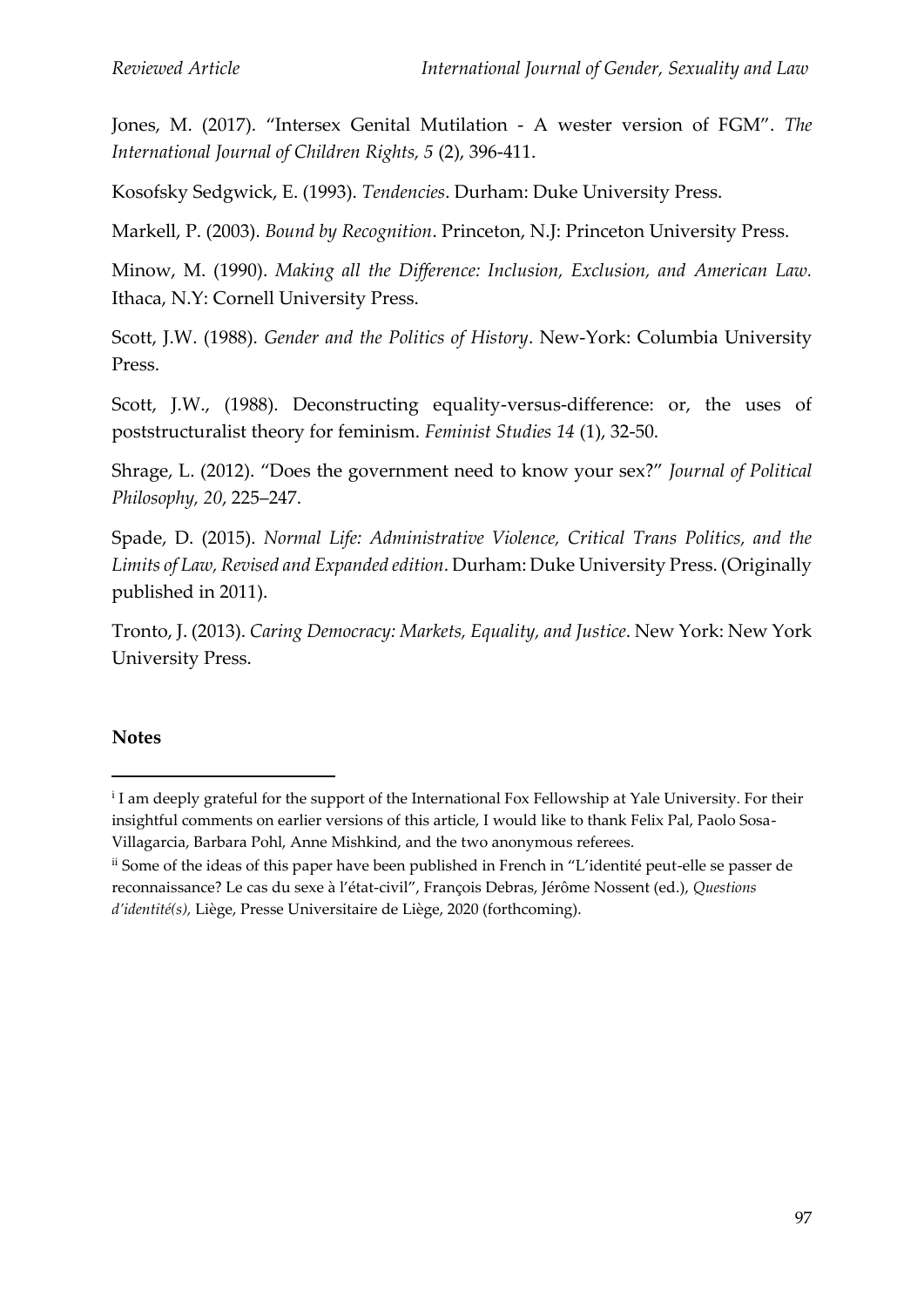Jones, M. (2017). “Intersex Genital Mutilation - A wester version of FGM”. *The International Journal of Children Rights, 5* (2), 396-411.

Kosofsky Sedgwick, E. (1993). *Tendencies*. Durham: Duke University Press.

Markell, P. (2003). *Bound by Recognition*. Princeton, N.J: Princeton University Press.

Minow, M. (1990). *Making all the Difference: Inclusion, Exclusion, and American Law*. Ithaca, N.Y: Cornell University Press.

Scott, J.W. (1988). *Gender and the Politics of History*. New-York: Columbia University Press.

Scott, J.W., (1988). Deconstructing equality-versus-difference: or, the uses of poststructuralist theory for feminism. *Feminist Studies 14* (1), 32-50.

Shrage, L. (2012). “Does the government need to know your sex?” *Journal of Political Philosophy, 20*, 225–247.

Spade, D. (2015). *Normal Life: Administrative Violence, Critical Trans Politics, and the Limits of Law, Revised and Expanded edition*. Durham: Duke University Press. (Originally published in 2011).

Tronto, J. (2013). *Caring Democracy: Markets, Equality, and Justice*. New York: New York University Press.

**Notes**

[i] I am deeply grateful for the support of the International Fox Fellowship at Yale University. For their insightful comments on earlier versions of this article, I would like to thank Felix Pal, Paolo Sosa-Villagarcia, Barbara Pohl, Anne Mishkind, and the two anonymous referees.

[ii] Some of the ideas of this paper have been published in French in “L'identité peut-elle se passer de reconnaissance? Le cas du sexe à l'état-civil”, François Debras, Jérôme Nossent (ed.), *Questions d'identité(s),* Liège, Presse Universitaire de Liège, 2020 (forthcoming).